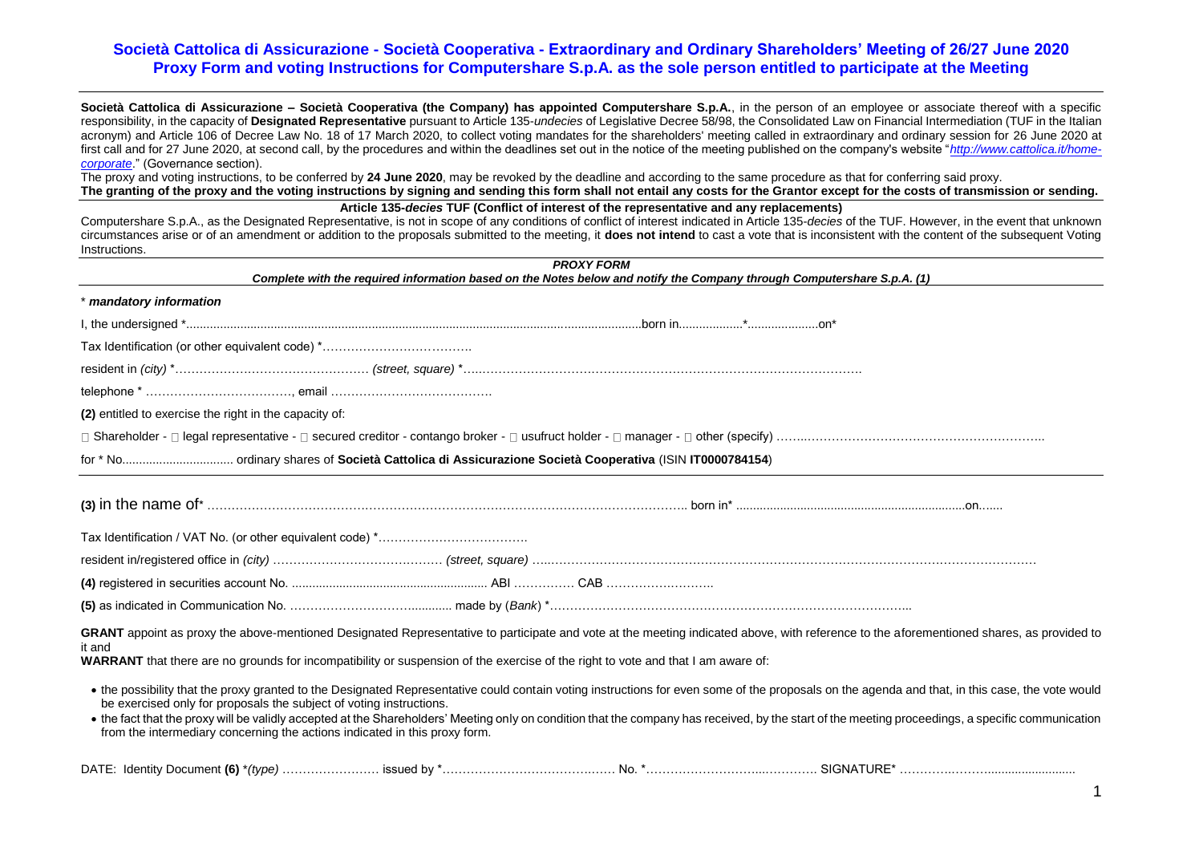# Società Cattolica di Assicurazione - Società Cooperativa - Extraordinary and Ordinary Shareholders' Meeting of 26/27 June 2020
## Proxy Form and voting Instructions for Computershare S.p.A. as the sole person entitled to participate at the Meeting

**Società Cattolica di Assicurazione – Società Cooperativa (the Company) has appointed Computershare S.p.A.**, in the person of an employee or associate thereof with a specific responsibility, in the capacity of **Designated Representative** pursuant to Article 135-*undecies* of Legislative Decree 58/98, the Consolidated Law on Financial Intermediation (TUF in the Italian acronym) and Article 106 of Decree Law No. 18 of 17 March 2020, to collect voting mandates for the shareholders' meeting called in extraordinary and ordinary session for 26 June 2020 at first call and for 27 June 2020, at second call, by the procedures and within the deadlines set out in the notice of the meeting published on the company's website "*http://www.cattolica.it/home-corporate*." (Governance section).

The proxy and voting instructions, to be conferred by **24 June 2020**, may be revoked by the deadline and according to the same procedure as that for conferring said proxy.

**The granting of the proxy and the voting instructions by signing and sending this form shall not entail any costs for the Grantor except for the costs of transmission or sending.**

**Article 135-*decies* TUF (Conflict of interest of the representative and any replacements)**

Computershare S.p.A., as the Designated Representative, is not in scope of any conditions of conflict of interest indicated in Article 135-*decies* of the TUF. However, in the event that unknown circumstances arise or of an amendment or addition to the proposals submitted to the meeting, it **does not intend** to cast a vote that is inconsistent with the content of the subsequent Voting Instructions.

***PROXY FORM***

***Complete with the required information based on the Notes below and notify the Company through Computershare S.p.A. (1)***

\* ***mandatory information***

I, the undersigned \*.......................................................................................................................................born in..................\*....................on\*

Tax Identification (or other equivalent code) \*……………………………….

resident in *(city)* \*………………………………………… *(street, square)* \*…………………………………………………………………………………….

telephone \* ………………………………, email ………………………………….

**(2)** entitled to exercise the right in the capacity of:

□ Shareholder - □ legal representative - □ secured creditor - contango broker - □ usufruct holder - □ manager - □ other (specify) ……………………………………………………………..

for \* No................................ ordinary shares of **Società Cattolica di Assicurazione Società Cooperativa** (ISIN **IT0000784154**)

**(3)** in the name of\* ………………………………………………………………………………………………….. born in\* ...................................................................on.......

Tax Identification / VAT No. (or other equivalent code) \*……………………………….

resident in/registered office in *(city)* …………………………………… *(street, square)* ………………………………………………………………………………………………………………

**(4)** registered in securities account No. ......................................................... ABI …………… CAB ……………………..

**(5)** as indicated in Communication No. ………………………............ made by (*Bank*) \*………………………………………………………………………………..

**GRANT** appoint as proxy the above-mentioned Designated Representative to participate and vote at the meeting indicated above, with reference to the aforementioned shares, as provided to it and

**WARRANT** that there are no grounds for incompatibility or suspension of the exercise of the right to vote and that I am aware of:

- the possibility that the proxy granted to the Designated Representative could contain voting instructions for even some of the proposals on the agenda and that, in this case, the vote would be exercised only for proposals the subject of voting instructions.
- the fact that the proxy will be validly accepted at the Shareholders' Meeting only on condition that the company has received, by the start of the meeting proceedings, a specific communication from the intermediary concerning the actions indicated in this proxy form.

DATE: Identity Document **(6)** \**(type)* …………………… issued by \*……………………………………… No. \*……………………….…………. SIGNATURE\* ……………………..........................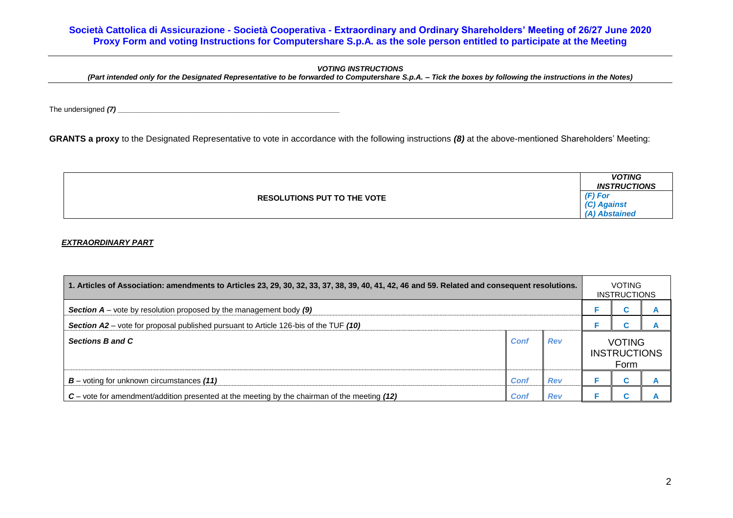**Società Cattolica di Assicurazione - Società Cooperativa - Extraordinary and Ordinary Shareholders' Meeting of 26/27 June 2020**
**Proxy Form and voting Instructions for Computershare S.p.A. as the sole person entitled to participate at the Meeting**

***VOTING INSTRUCTIONS***
***(Part intended only for the Designated Representative to be forwarded to Computershare S.p.A. – Tick the boxes by following the instructions in the Notes)***

The undersigned ***(7)*** \_\_\_\_\_\_\_\_\_\_\_\_\_\_\_\_\_\_\_\_\_\_\_\_\_\_\_\_\_\_\_\_\_\_\_\_\_\_\_\_\_\_\_\_\_\_\_\_\_\_\_\_\_\_\_\_

**GRANTS a proxy** to the Designated Representative to vote in accordance with the following instructions ***(8)*** at the above-mentioned Shareholders' Meeting:

| RESOLUTIONS PUT TO THE VOTE | *VOTING INSTRUCTIONS* (F) For (C) Against (A) Abstained |
|---|---|

***EXTRAORDINARY PART***

| 1. Articles of Association: amendments to Articles 23, 29, 30, 32, 33, 37, 38, 39, 40, 41, 42, 46 and 59. Related and consequent resolutions. | | | VOTING INSTRUCTIONS | | |
|---|---|---|---|---|---|
| ***Section A*** – vote by resolution proposed by the management body ***(9)*** | | | F | C | A |
| ***Section A2*** – vote for proposal published pursuant to Article 126-bis of the TUF ***(10)*** | | | F | C | A |
| ***Sections B and C*** | *Conf* | *Rev* | VOTING INSTRUCTIONS Form | | |
| ***B*** – voting for unknown circumstances ***(11)*** | *Conf* | *Rev* | F | C | A |
| ***C*** – vote for amendment/addition presented at the meeting by the chairman of the meeting ***(12)*** | *Conf* | *Rev* | F | C | A |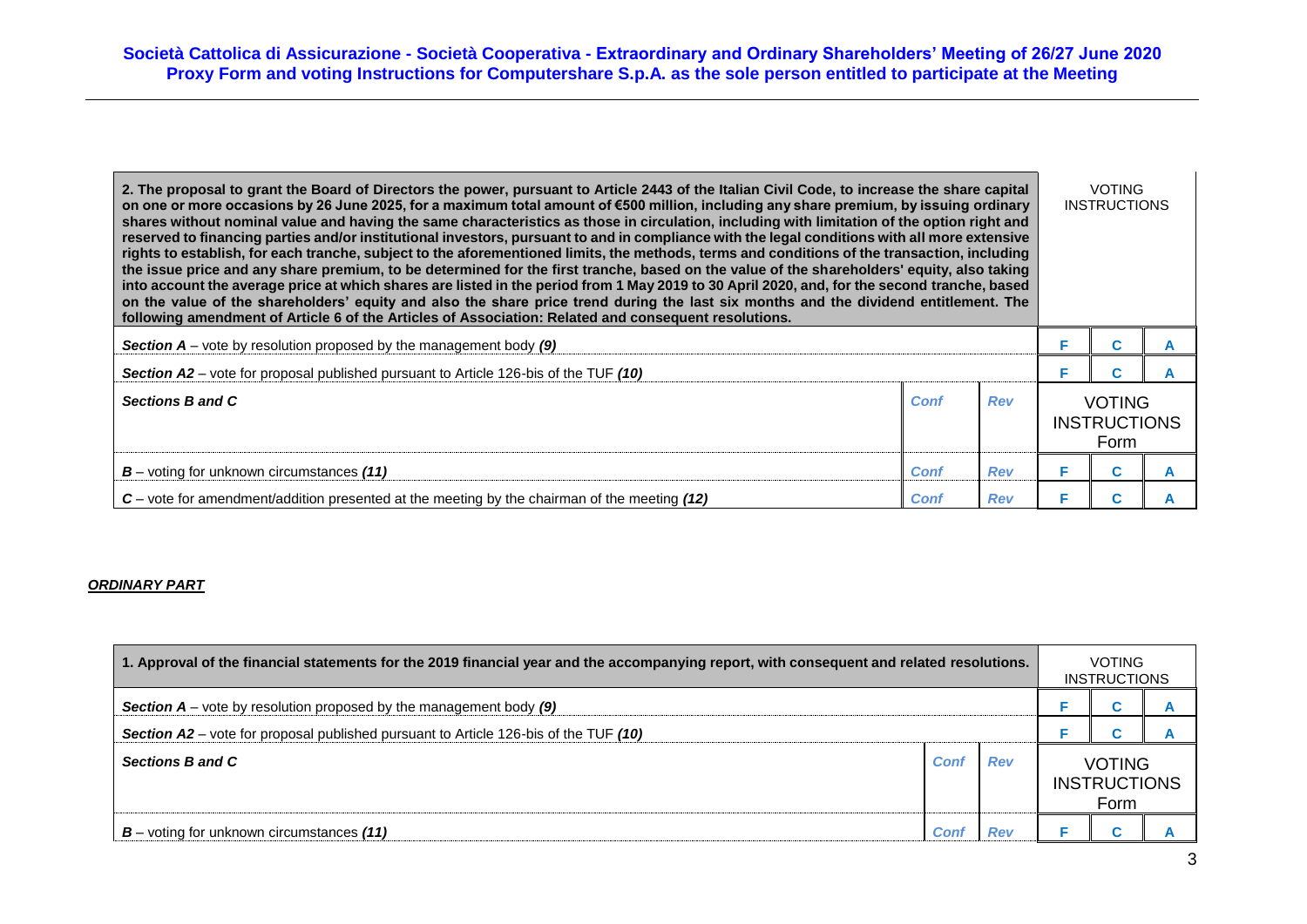| 2. The proposal to grant the Board of Directors the power, pursuant to Article 2443 of the Italian Civil Code, to increase the share capital on one or more occasions by 26 June 2025, for a maximum total amount of €500 million, including any share premium, by issuing ordinary shares without nominal value and having the same characteristics as those in circulation, including with limitation of the option right and reserved to financing parties and/or institutional investors, pursuant to and in compliance with the legal conditions with all more extensive rights to establish, for each tranche, subject to the aforementioned limits, the methods, terms and conditions of the transaction, including the issue price and any share premium, to be determined for the first tranche, based on the value of the shareholders' equity, also taking into account the average price at which shares are listed in the period from 1 May 2019 to 30 April 2020, and, for the second tranche, based on the value of the shareholders' equity and also the share price trend during the last six months and the dividend entitlement. The following amendment of Article 6 of the Articles of Association: Related and consequent resolutions. | | | VOTING INSTRUCTIONS | | |
|---|---|---|---|---|---|
| ***Section A*** – vote by resolution proposed by the management body ***(9)*** | | | F | C | A |
| ***Section A2*** – vote for proposal published pursuant to Article 126-bis of the TUF ***(10)*** | | | F | C | A |
| ***Sections B and C*** | *Conf* | *Rev* | VOTING INSTRUCTIONS Form | | |
| ***B*** – voting for unknown circumstances ***(11)*** | *Conf* | *Rev* | F | C | A |
| ***C*** – vote for amendment/addition presented at the meeting by the chairman of the meeting ***(12)*** | *Conf* | *Rev* | F | C | A |

***ORDINARY PART***

| 1. Approval of the financial statements for the 2019 financial year and the accompanying report, with consequent and related resolutions. | | | VOTING INSTRUCTIONS | | |
|---|---|---|---|---|---|
| ***Section A*** – vote by resolution proposed by the management body ***(9)*** | | | F | C | A |
| ***Section A2*** – vote for proposal published pursuant to Article 126-bis of the TUF ***(10)*** | | | F | C | A |
| ***Sections B and C*** | *Conf* | *Rev* | VOTING INSTRUCTIONS Form | | |
| ***B*** – voting for unknown circumstances ***(11)*** | *Conf* | *Rev* | F | C | A |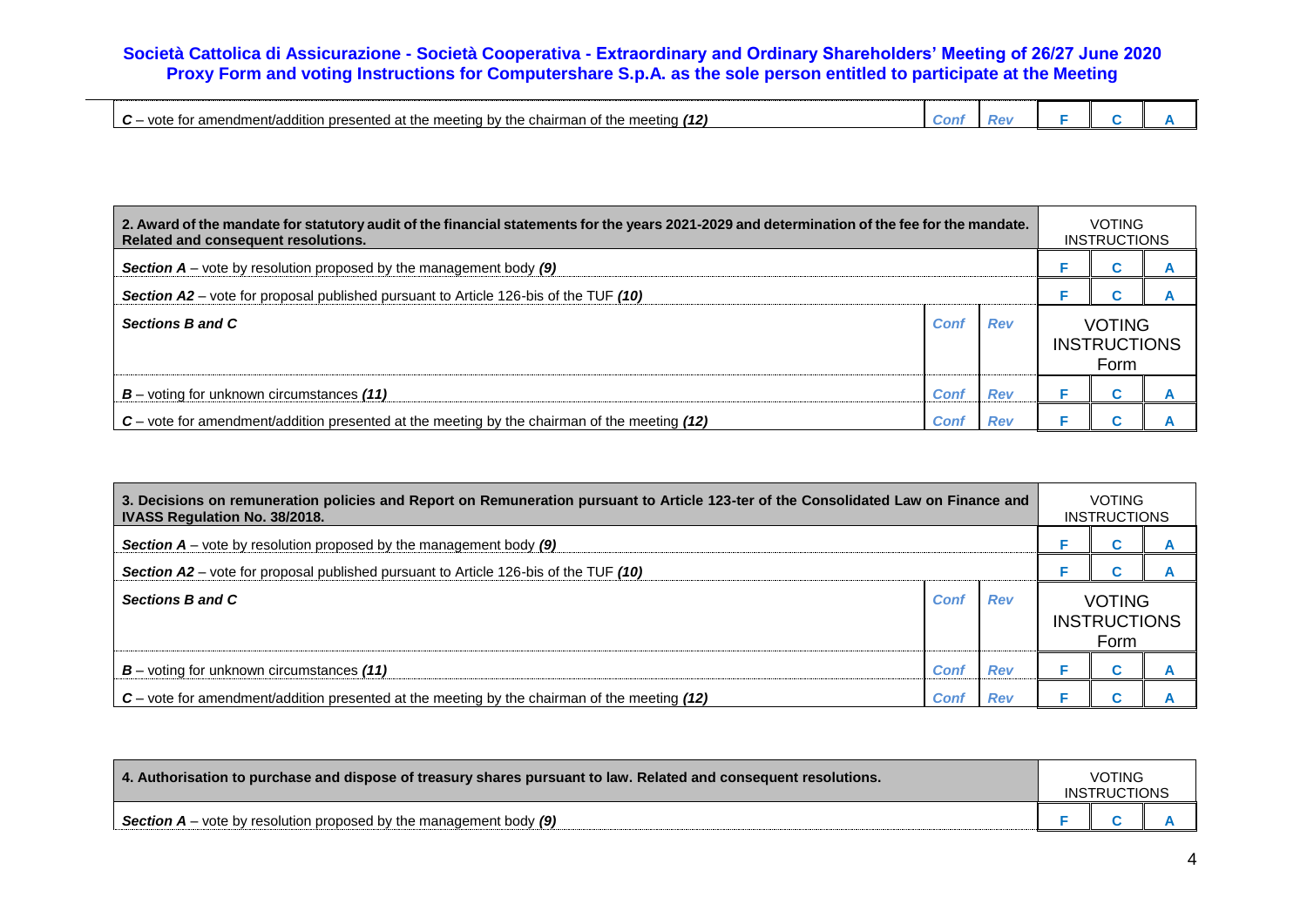| | | | | | |
|---|---|---|---|---|---|
| ***C*** – vote for amendment/addition presented at the meeting by the chairman of the meeting ***(12)*** | *Conf* | *Rev* | F | C | A |

| **2. Award of the mandate for statutory audit of the financial statements for the years 2021-2029 and determination of the fee for the mandate. Related and consequent resolutions.** | | | VOTING INSTRUCTIONS | | |
|---|---|---|---|---|---|
| ***Section A*** – vote by resolution proposed by the management body ***(9)*** | | | F | C | A |
| ***Section A2*** – vote for proposal published pursuant to Article 126-bis of the TUF ***(10)*** | | | F | C | A |
| ***Sections B and C*** | *Conf* | *Rev* | VOTING INSTRUCTIONS Form | | |
| ***B*** – voting for unknown circumstances ***(11)*** | *Conf* | *Rev* | F | C | A |
| ***C*** – vote for amendment/addition presented at the meeting by the chairman of the meeting ***(12)*** | *Conf* | *Rev* | F | C | A |

| **3. Decisions on remuneration policies and Report on Remuneration pursuant to Article 123-ter of the Consolidated Law on Finance and IVASS Regulation No. 38/2018.** | | | VOTING INSTRUCTIONS | | |
|---|---|---|---|---|---|
| ***Section A*** – vote by resolution proposed by the management body ***(9)*** | | | F | C | A |
| ***Section A2*** – vote for proposal published pursuant to Article 126-bis of the TUF ***(10)*** | | | F | C | A |
| ***Sections B and C*** | *Conf* | *Rev* | VOTING INSTRUCTIONS Form | | |
| ***B*** – voting for unknown circumstances ***(11)*** | *Conf* | *Rev* | F | C | A |
| ***C*** – vote for amendment/addition presented at the meeting by the chairman of the meeting ***(12)*** | *Conf* | *Rev* | F | C | A |

| **4. Authorisation to purchase and dispose of treasury shares pursuant to law. Related and consequent resolutions.** | VOTING INSTRUCTIONS | | |
|---|---|---|---|
| ***Section A*** – vote by resolution proposed by the management body ***(9)*** | F | C | A |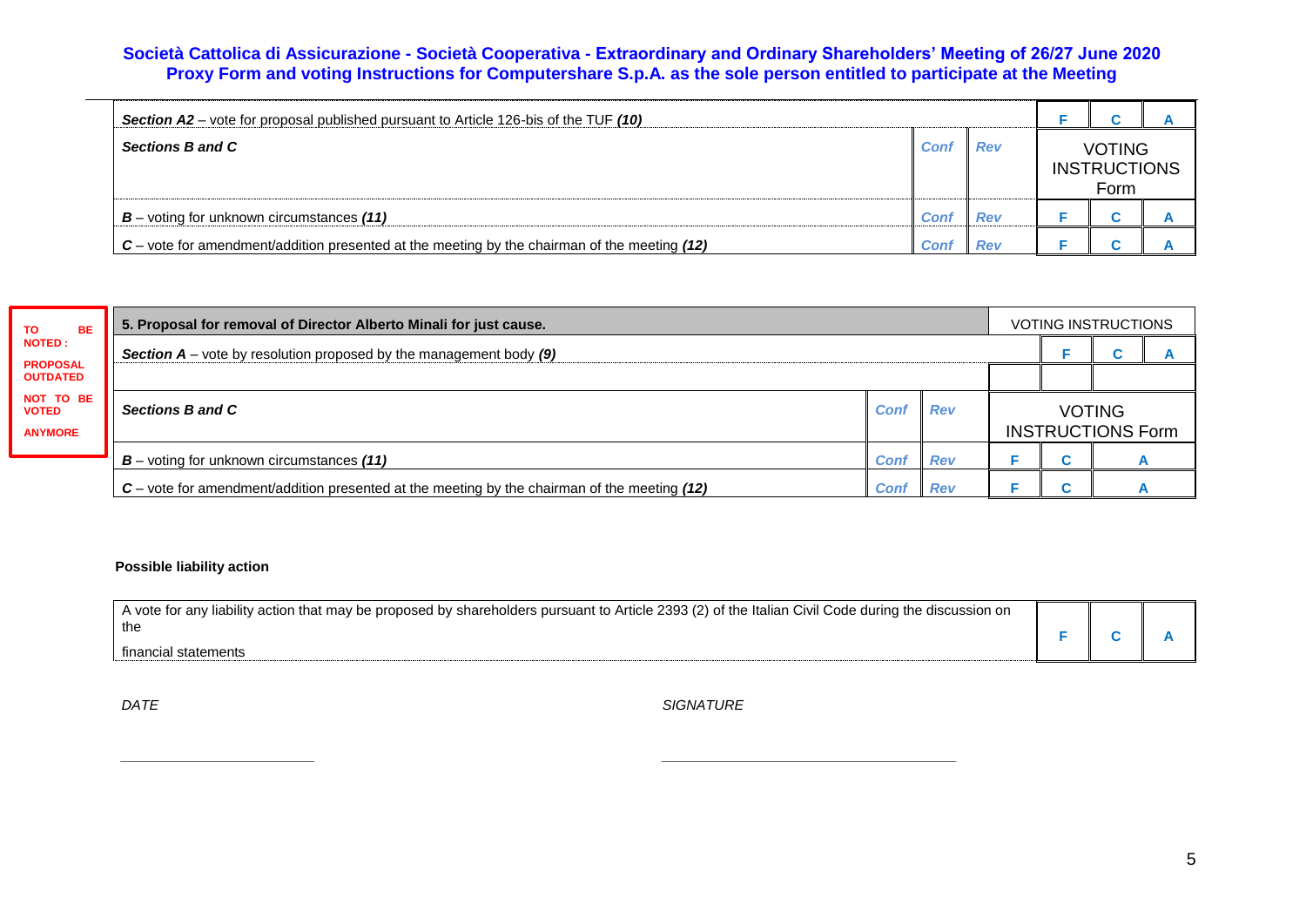**Società Cattolica di Assicurazione - Società Cooperativa - Extraordinary and Ordinary Shareholders' Meeting of 26/27 June 2020**
**Proxy Form and voting Instructions for Computershare S.p.A. as the sole person entitled to participate at the Meeting**

| | | | | | |
|---|---|---|---|---|---|
| ***Section A2*** – vote for proposal published pursuant to Article 126-bis of the TUF ***(10)*** | | | F | C | A |
| ***Sections B and C*** | Conf | Rev | VOTING INSTRUCTIONS Form | | |
| ***B*** – voting for unknown circumstances ***(11)*** | Conf | Rev | F | C | A |
| ***C*** – vote for amendment/addition presented at the meeting by the chairman of the meeting ***(12)*** | Conf | Rev | F | C | A |

**TO BE NOTED : PROPOSAL OUTDATED NOT TO BE VOTED ANYMORE**

| | | | | | |
|---|---|---|---|---|---|
| **5. Proposal for removal of Director Alberto Minali for just cause.** | | | VOTING INSTRUCTIONS | | |
| ***Section A*** – vote by resolution proposed by the management body ***(9)*** | | | F | C | A |
| | | | | | |
| ***Sections B and C*** | Conf | Rev | VOTING INSTRUCTIONS Form | | |
| ***B*** – voting for unknown circumstances ***(11)*** | Conf | Rev | F | C | A |
| ***C*** – vote for amendment/addition presented at the meeting by the chairman of the meeting ***(12)*** | Conf | Rev | F | C | A |

**Possible liability action**

| | | | |
|---|---|---|---|
| A vote for any liability action that may be proposed by shareholders pursuant to Article 2393 (2) of the Italian Civil Code during the discussion on the financial statements | F | C | A |

*DATE* \_\_\_\_\_\_\_\_\_\_\_\_\_\_\_\_\_\_\_\_\_\_\_\_

*SIGNATURE* \_\_\_\_\_\_\_\_\_\_\_\_\_\_\_\_\_\_\_\_\_\_\_\_\_\_\_\_\_\_\_\_\_\_\_\_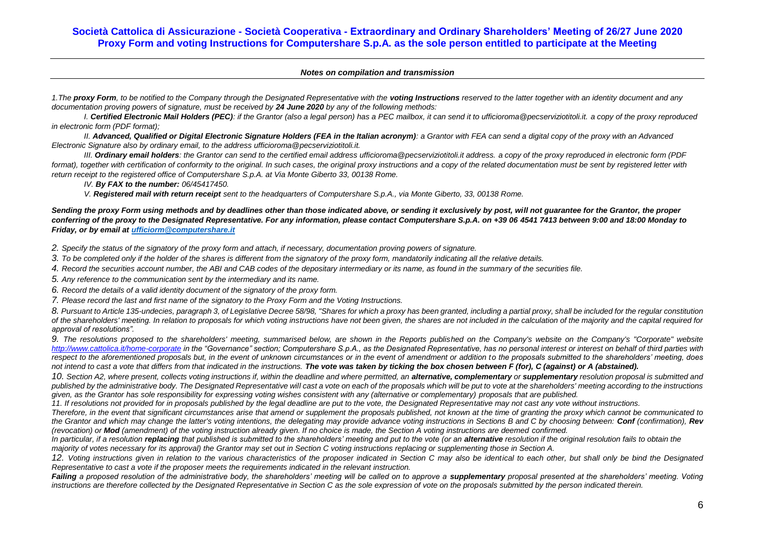# Società Cattolica di Assicurazione - Società Cooperativa - Extraordinary and Ordinary Shareholders' Meeting of 26/27 June 2020
## Proxy Form and voting Instructions for Computershare S.p.A. as the sole person entitled to participate at the Meeting

### *Notes on compilation and transmission*

*1.The **proxy Form**, to be notified to the Company through the Designated Representative with the **voting Instructions** reserved to the latter together with an identity document and any documentation proving powers of signature, must be received by **24 June 2020** by any of the following methods:*

*I. **Certified Electronic Mail Holders (PEC)**: if the Grantor (also a legal person) has a PEC mailbox, it can send it to ufficioroma@pecserviziotitoli.it. a copy of the proxy reproduced in electronic form (PDF format);*

*II. **Advanced, Qualified or Digital Electronic Signature Holders (FEA in the Italian acronym)**: a Grantor with FEA can send a digital copy of the proxy with an Advanced Electronic Signature also by ordinary email, to the address ufficioroma@pecserviziotitoli.it.*

*III. **Ordinary email holders**: the Grantor can send to the certified email address ufficioroma@pecserviziotitoli.it address. a copy of the proxy reproduced in electronic form (PDF format), together with certification of conformity to the original. In such cases, the original proxy instructions and a copy of the related documentation must be sent by registered letter with return receipt to the registered office of Computershare S.p.A. at Via Monte Giberto 33, 00138 Rome.*

*IV. **By FAX to the number:** 06/45417450.*

*V. **Registered mail with return receipt** sent to the headquarters of Computershare S.p.A., via Monte Giberto, 33, 00138 Rome.*

***Sending the proxy Form using methods and by deadlines other than those indicated above, or sending it exclusively by post, will not guarantee for the Grantor, the proper conferring of the proxy to the Designated Representative. For any information, please contact Computershare S.p.A. on +39 06 4541 7413 between 9:00 and 18:00 Monday to Friday, or by email at ufficiorm@computershare.it***

*2. Specify the status of the signatory of the proxy form and attach, if necessary, documentation proving powers of signature.*

*3. To be completed only if the holder of the shares is different from the signatory of the proxy form, mandatorily indicating all the relative details.*

*4. Record the securities account number, the ABI and CAB codes of the depositary intermediary or its name, as found in the summary of the securities file.*

*5. Any reference to the communication sent by the intermediary and its name.*

*6. Record the details of a valid identity document of the signatory of the proxy form.*

*7. Please record the last and first name of the signatory to the Proxy Form and the Voting Instructions.*

*8. Pursuant to Article 135-undecies, paragraph 3, of Legislative Decree 58/98, "Shares for which a proxy has been granted, including a partial proxy, shall be included for the regular constitution of the shareholders' meeting. In relation to proposals for which voting instructions have not been given, the shares are not included in the calculation of the majority and the capital required for approval of resolutions".*

*9. The resolutions proposed to the shareholders' meeting, summarised below, are shown in the Reports published on the Company's website on the Company's "Corporate" website http://www.cattolica.it/home-corporate in the "Governance" section; Computershare S.p.A., as the Designated Representative, has no personal interest or interest on behalf of third parties with respect to the aforementioned proposals but, in the event of unknown circumstances or in the event of amendment or addition to the proposals submitted to the shareholders' meeting, does not intend to cast a vote that differs from that indicated in the instructions. **The vote was taken by ticking the box chosen between F (for), C (against) or A (abstained).***

*10. Section A2, where present, collects voting instructions if, within the deadline and where permitted, an **alternative, complementary** or **supplementary** resolution proposal is submitted and published by the administrative body. The Designated Representative will cast a vote on each of the proposals which will be put to vote at the shareholders' meeting according to the instructions given, as the Grantor has sole responsibility for expressing voting wishes consistent with any (alternative or complementary) proposals that are published.*

*11. If resolutions not provided for in proposals published by the legal deadline are put to the vote, the Designated Representative may not cast any vote without instructions.*

*Therefore, in the event that significant circumstances arise that amend or supplement the proposals published, not known at the time of granting the proxy which cannot be communicated to the Grantor and which may change the latter's voting intentions, the delegating may provide advance voting instructions in Sections B and C by choosing between: **Conf** (confirmation), **Rev** (revocation) or **Mod** (amendment) of the voting instruction already given. If no choice is made, the Section A voting instructions are deemed confirmed.*

*In particular, if a resolution **replacing** that published is submitted to the shareholders' meeting and put to the vote (or an **alternative** resolution if the original resolution fails to obtain the majority of votes necessary for its approval) the Grantor may set out in Section C voting instructions replacing or supplementing those in Section A.*

*12. Voting instructions given in relation to the various characteristics of the proposer indicated in Section C may also be identical to each other, but shall only be bind the Designated Representative to cast a vote if the proposer meets the requirements indicated in the relevant instruction.*

***Failing** a proposed resolution of the administrative body, the shareholders' meeting will be called on to approve a **supplementary** proposal presented at the shareholders' meeting. Voting instructions are therefore collected by the Designated Representative in Section C as the sole expression of vote on the proposals submitted by the person indicated therein.*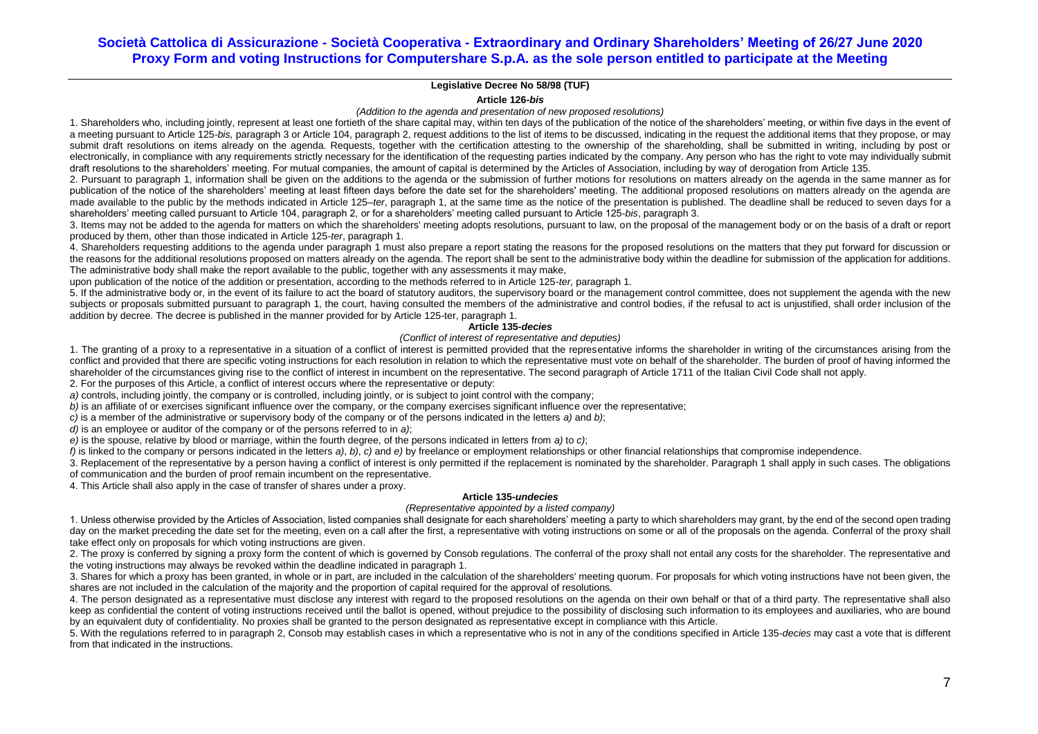**Legislative Decree No 58/98 (TUF)**

**Article 126-*bis***

*(Addition to the agenda and presentation of new proposed resolutions)*

1. Shareholders who, including jointly, represent at least one fortieth of the share capital may, within ten days of the publication of the notice of the shareholders' meeting, or within five days in the event of a meeting pursuant to Article 125-*bis,* paragraph 3 or Article 104, paragraph 2, request additions to the list of items to be discussed, indicating in the request the additional items that they propose, or may submit draft resolutions on items already on the agenda. Requests, together with the certification attesting to the ownership of the shareholding, shall be submitted in writing, including by post or electronically, in compliance with any requirements strictly necessary for the identification of the requesting parties indicated by the company. Any person who has the right to vote may individually submit draft resolutions to the shareholders' meeting. For mutual companies, the amount of capital is determined by the Articles of Association, including by way of derogation from Article 135.

2. Pursuant to paragraph 1, information shall be given on the additions to the agenda or the submission of further motions for resolutions on matters already on the agenda in the same manner as for publication of the notice of the shareholders' meeting at least fifteen days before the date set for the shareholders' meeting. The additional proposed resolutions on matters already on the agenda are made available to the public by the methods indicated in Article 125–*ter*, paragraph 1, at the same time as the notice of the presentation is published. The deadline shall be reduced to seven days for a shareholders' meeting called pursuant to Article 104, paragraph 2, or for a shareholders' meeting called pursuant to Article 125-*bis*, paragraph 3.

3. Items may not be added to the agenda for matters on which the shareholders' meeting adopts resolutions, pursuant to law, on the proposal of the management body or on the basis of a draft or report produced by them, other than those indicated in Article 125-*ter*, paragraph 1.

4. Shareholders requesting additions to the agenda under paragraph 1 must also prepare a report stating the reasons for the proposed resolutions on the matters that they put forward for discussion or the reasons for the additional resolutions proposed on matters already on the agenda. The report shall be sent to the administrative body within the deadline for submission of the application for additions. The administrative body shall make the report available to the public, together with any assessments it may make,
upon publication of the notice of the addition or presentation, according to the methods referred to in Article 125-*ter,* paragraph 1.

5. If the administrative body or, in the event of its failure to act the board of statutory auditors, the supervisory board or the management control committee, does not supplement the agenda with the new subjects or proposals submitted pursuant to paragraph 1, the court, having consulted the members of the administrative and control bodies, if the refusal to act is unjustified, shall order inclusion of the addition by decree. The decree is published in the manner provided for by Article 125-ter, paragraph 1.

**Article 135-*decies***

*(Conflict of interest of representative and deputies)*

1. The granting of a proxy to a representative in a situation of a conflict of interest is permitted provided that the representative informs the shareholder in writing of the circumstances arising from the conflict and provided that there are specific voting instructions for each resolution in relation to which the representative must vote on behalf of the shareholder. The burden of proof of having informed the shareholder of the circumstances giving rise to the conflict of interest in incumbent on the representative. The second paragraph of Article 1711 of the Italian Civil Code shall not apply.

2. For the purposes of this Article, a conflict of interest occurs where the representative or deputy:

*a)* controls, including jointly, the company or is controlled, including jointly, or is subject to joint control with the company;

*b)* is an affiliate of or exercises significant influence over the company, or the company exercises significant influence over the representative;

*c)* is a member of the administrative or supervisory body of the company or of the persons indicated in the letters *a)* and *b)*;

*d)* is an employee or auditor of the company or of the persons referred to in *a)*;

*e)* is the spouse, relative by blood or marriage, within the fourth degree, of the persons indicated in letters from *a)* to *c)*;

*f)* is linked to the company or persons indicated in the letters *a)*, *b)*, *c)* and *e)* by freelance or employment relationships or other financial relationships that compromise independence.

3. Replacement of the representative by a person having a conflict of interest is only permitted if the replacement is nominated by the shareholder. Paragraph 1 shall apply in such cases. The obligations of communication and the burden of proof remain incumbent on the representative.

4. This Article shall also apply in the case of transfer of shares under a proxy.

**Article 135-*undecies***

*(Representative appointed by a listed company)*

1. Unless otherwise provided by the Articles of Association, listed companies shall designate for each shareholders' meeting a party to which shareholders may grant, by the end of the second open trading day on the market preceding the date set for the meeting, even on a call after the first, a representative with voting instructions on some or all of the proposals on the agenda. Conferral of the proxy shall take effect only on proposals for which voting instructions are given.

2. The proxy is conferred by signing a proxy form the content of which is governed by Consob regulations. The conferral of the proxy shall not entail any costs for the shareholder. The representative and the voting instructions may always be revoked within the deadline indicated in paragraph 1.

3. Shares for which a proxy has been granted, in whole or in part, are included in the calculation of the shareholders' meeting quorum. For proposals for which voting instructions have not been given, the shares are not included in the calculation of the majority and the proportion of capital required for the approval of resolutions.

4. The person designated as a representative must disclose any interest with regard to the proposed resolutions on the agenda on their own behalf or that of a third party. The representative shall also keep as confidential the content of voting instructions received until the ballot is opened, without prejudice to the possibility of disclosing such information to its employees and auxiliaries, who are bound by an equivalent duty of confidentiality. No proxies shall be granted to the person designated as representative except in compliance with this Article.

5. With the regulations referred to in paragraph 2, Consob may establish cases in which a representative who is not in any of the conditions specified in Article 135-*decies* may cast a vote that is different from that indicated in the instructions.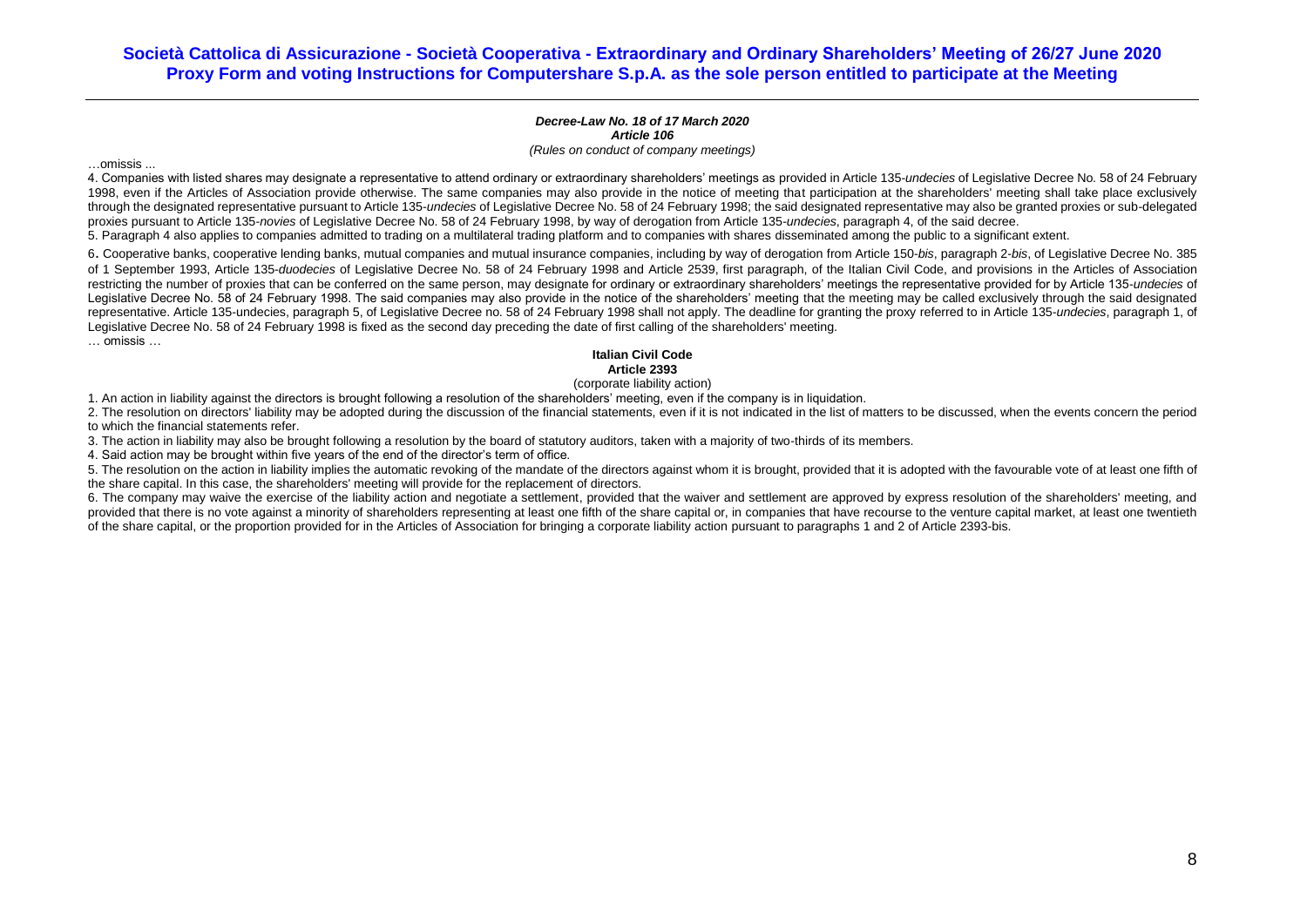***Decree-Law No. 18 of 17 March 2020***
***Article 106***
*(Rules on conduct of company meetings)*

…omissis ...

4. Companies with listed shares may designate a representative to attend ordinary or extraordinary shareholders' meetings as provided in Article 135-*undecies* of Legislative Decree No. 58 of 24 February 1998, even if the Articles of Association provide otherwise. The same companies may also provide in the notice of meeting that participation at the shareholders' meeting shall take place exclusively through the designated representative pursuant to Article 135-*undecies* of Legislative Decree No. 58 of 24 February 1998; the said designated representative may also be granted proxies or sub-delegated proxies pursuant to Article 135-*novies* of Legislative Decree No. 58 of 24 February 1998, by way of derogation from Article 135-*undecies*, paragraph 4, of the said decree.

5. Paragraph 4 also applies to companies admitted to trading on a multilateral trading platform and to companies with shares disseminated among the public to a significant extent.

6. Cooperative banks, cooperative lending banks, mutual companies and mutual insurance companies, including by way of derogation from Article 150-*bis*, paragraph 2-*bis*, of Legislative Decree No. 385 of 1 September 1993, Article 135-*duodecies* of Legislative Decree No. 58 of 24 February 1998 and Article 2539, first paragraph, of the Italian Civil Code, and provisions in the Articles of Association restricting the number of proxies that can be conferred on the same person, may designate for ordinary or extraordinary shareholders' meetings the representative provided for by Article 135-*undecies* of Legislative Decree No. 58 of 24 February 1998. The said companies may also provide in the notice of the shareholders' meeting that the meeting may be called exclusively through the said designated representative. Article 135-undecies, paragraph 5, of Legislative Decree no. 58 of 24 February 1998 shall not apply. The deadline for granting the proxy referred to in Article 135-*undecies*, paragraph 1, of Legislative Decree No. 58 of 24 February 1998 is fixed as the second day preceding the date of first calling of the shareholders' meeting.

… omissis …

**Italian Civil Code**
**Article 2393**
(corporate liability action)

1. An action in liability against the directors is brought following a resolution of the shareholders' meeting, even if the company is in liquidation.
2. The resolution on directors' liability may be adopted during the discussion of the financial statements, even if it is not indicated in the list of matters to be discussed, when the events concern the period to which the financial statements refer.
3. The action in liability may also be brought following a resolution by the board of statutory auditors, taken with a majority of two-thirds of its members.
4. Said action may be brought within five years of the end of the director's term of office.
5. The resolution on the action in liability implies the automatic revoking of the mandate of the directors against whom it is brought, provided that it is adopted with the favourable vote of at least one fifth of the share capital. In this case, the shareholders' meeting will provide for the replacement of directors.
6. The company may waive the exercise of the liability action and negotiate a settlement, provided that the waiver and settlement are approved by express resolution of the shareholders' meeting, and provided that there is no vote against a minority of shareholders representing at least one fifth of the share capital or, in companies that have recourse to the venture capital market, at least one twentieth of the share capital, or the proportion provided for in the Articles of Association for bringing a corporate liability action pursuant to paragraphs 1 and 2 of Article 2393-bis.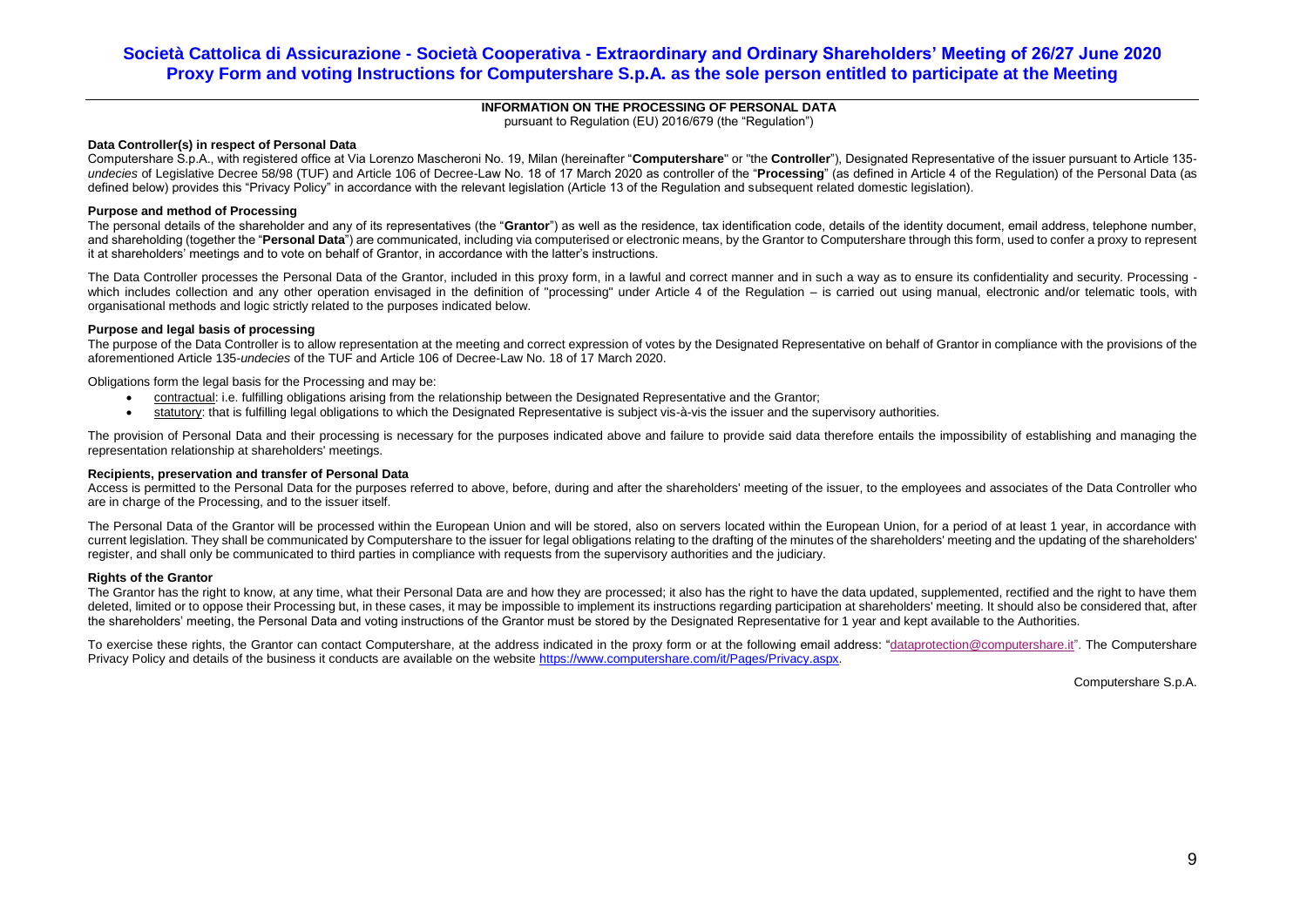**INFORMATION ON THE PROCESSING OF PERSONAL DATA**
pursuant to Regulation (EU) 2016/679 (the "Regulation")

**Data Controller(s) in respect of Personal Data**

Computershare S.p.A., with registered office at Via Lorenzo Mascheroni No. 19, Milan (hereinafter "**Computershare**" or "the **Controller**"), Designated Representative of the issuer pursuant to Article 135-*undecies* of Legislative Decree 58/98 (TUF) and Article 106 of Decree-Law No. 18 of 17 March 2020 as controller of the "**Processing**" (as defined in Article 4 of the Regulation) of the Personal Data (as defined below) provides this "Privacy Policy" in accordance with the relevant legislation (Article 13 of the Regulation and subsequent related domestic legislation).

**Purpose and method of Processing**

The personal details of the shareholder and any of its representatives (the "**Grantor**") as well as the residence, tax identification code, details of the identity document, email address, telephone number, and shareholding (together the "**Personal Data**") are communicated, including via computerised or electronic means, by the Grantor to Computershare through this form, used to confer a proxy to represent it at shareholders' meetings and to vote on behalf of Grantor, in accordance with the latter's instructions.

The Data Controller processes the Personal Data of the Grantor, included in this proxy form, in a lawful and correct manner and in such a way as to ensure its confidentiality and security. Processing - which includes collection and any other operation envisaged in the definition of "processing" under Article 4 of the Regulation – is carried out using manual, electronic and/or telematic tools, with organisational methods and logic strictly related to the purposes indicated below.

**Purpose and legal basis of processing**

The purpose of the Data Controller is to allow representation at the meeting and correct expression of votes by the Designated Representative on behalf of Grantor in compliance with the provisions of the aforementioned Article 135-*undecies* of the TUF and Article 106 of Decree-Law No. 18 of 17 March 2020.

Obligations form the legal basis for the Processing and may be:

- contractual: i.e. fulfilling obligations arising from the relationship between the Designated Representative and the Grantor;
- statutory: that is fulfilling legal obligations to which the Designated Representative is subject vis-à-vis the issuer and the supervisory authorities.

The provision of Personal Data and their processing is necessary for the purposes indicated above and failure to provide said data therefore entails the impossibility of establishing and managing the representation relationship at shareholders' meetings.

**Recipients, preservation and transfer of Personal Data**

Access is permitted to the Personal Data for the purposes referred to above, before, during and after the shareholders' meeting of the issuer, to the employees and associates of the Data Controller who are in charge of the Processing, and to the issuer itself.

The Personal Data of the Grantor will be processed within the European Union and will be stored, also on servers located within the European Union, for a period of at least 1 year, in accordance with current legislation. They shall be communicated by Computershare to the issuer for legal obligations relating to the drafting of the minutes of the shareholders' meeting and the updating of the shareholders' register, and shall only be communicated to third parties in compliance with requests from the supervisory authorities and the judiciary.

**Rights of the Grantor**

The Grantor has the right to know, at any time, what their Personal Data are and how they are processed; it also has the right to have the data updated, supplemented, rectified and the right to have them deleted, limited or to oppose their Processing but, in these cases, it may be impossible to implement its instructions regarding participation at shareholders' meeting. It should also be considered that, after the shareholders' meeting, the Personal Data and voting instructions of the Grantor must be stored by the Designated Representative for 1 year and kept available to the Authorities.

To exercise these rights, the Grantor can contact Computershare, at the address indicated in the proxy form or at the following email address: "dataprotection@computershare.it". The Computershare Privacy Policy and details of the business it conducts are available on the website https://www.computershare.com/it/Pages/Privacy.aspx.

Computershare S.p.A.